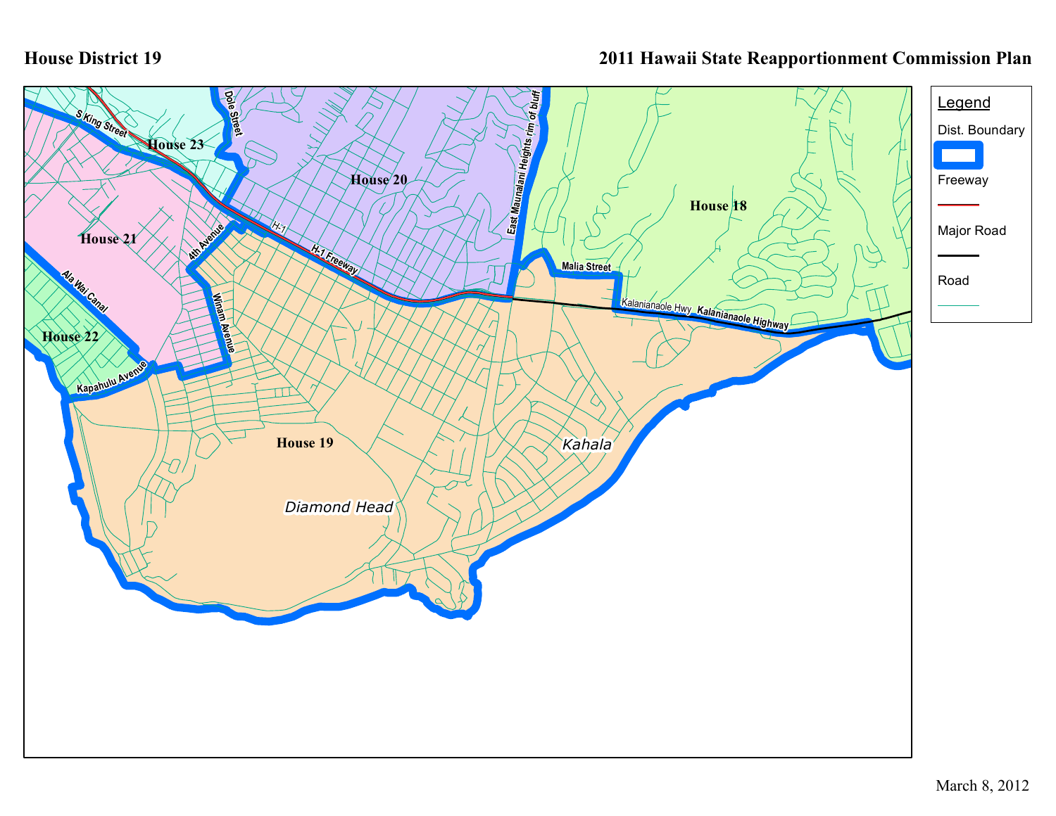# House District 19

## 2011 Hawaii State Reapportionment Commission Plan

**Legend**

- Dist. Boundary
- Freeway
- Major Road
- Road

House 18

House 19

House 20

House 21

House 22

House 23

Diamond Head

Kahala

S King Street

Dole Street

H-1

H-1 Freeway

East Maunalani Heights rim of bluff

Malia Street

Kalanianaole Hwy

Kalanianaole Highway

4th Avenue

Winam Avenue

Ala Wai Canal

Kapahulu Avenue

March 8, 2012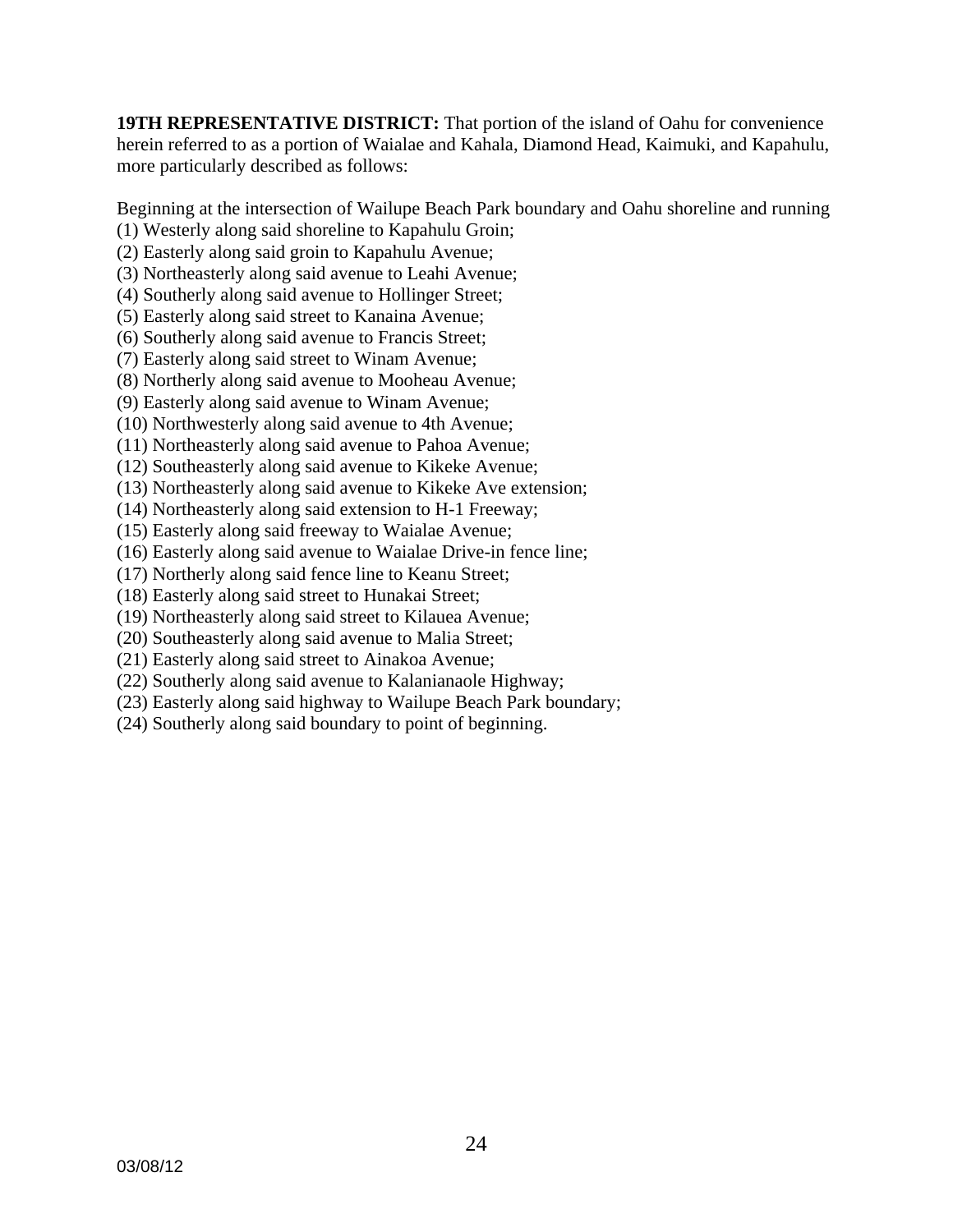**19TH REPRESENTATIVE DISTRICT:** That portion of the island of Oahu for convenience herein referred to as a portion of Waialae and Kahala, Diamond Head, Kaimuki, and Kapahulu, more particularly described as follows:

Beginning at the intersection of Wailupe Beach Park boundary and Oahu shoreline and running
(1) Westerly along said shoreline to Kapahulu Groin;
(2) Easterly along said groin to Kapahulu Avenue;
(3) Northeasterly along said avenue to Leahi Avenue;
(4) Southerly along said avenue to Hollinger Street;
(5) Easterly along said street to Kanaina Avenue;
(6) Southerly along said avenue to Francis Street;
(7) Easterly along said street to Winam Avenue;
(8) Northerly along said avenue to Mooheau Avenue;
(9) Easterly along said avenue to Winam Avenue;
(10) Northwesterly along said avenue to 4th Avenue;
(11) Northeasterly along said avenue to Pahoa Avenue;
(12) Southeasterly along said avenue to Kikeke Avenue;
(13) Northeasterly along said avenue to Kikeke Ave extension;
(14) Northeasterly along said extension to H-1 Freeway;
(15) Easterly along said freeway to Waialae Avenue;
(16) Easterly along said avenue to Waialae Drive-in fence line;
(17) Northerly along said fence line to Keanu Street;
(18) Easterly along said street to Hunakai Street;
(19) Northeasterly along said street to Kilauea Avenue;
(20) Southeasterly along said avenue to Malia Street;
(21) Easterly along said street to Ainakoa Avenue;
(22) Southerly along said avenue to Kalanianaole Highway;
(23) Easterly along said highway to Wailupe Beach Park boundary;
(24) Southerly along said boundary to point of beginning.

03/08/12